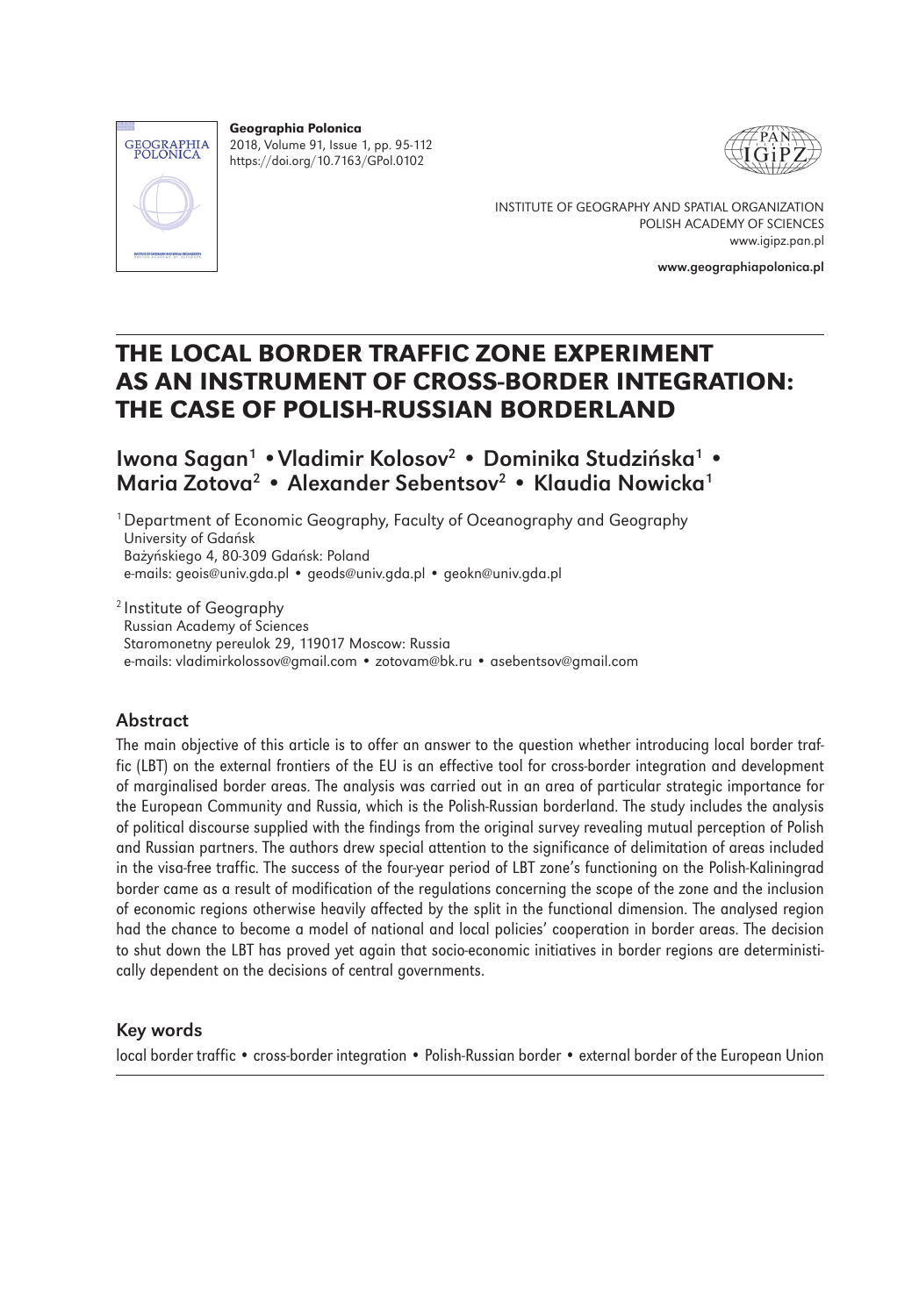Geographia Polonica
2018, Volume 91, Issue 1, pp. 95-112
https://doi.org/10.7163/GPol.0102

INSTITUTE OF GEOGRAPHY AND SPATIAL ORGANIZATION
POLISH ACADEMY OF SCIENCES
www.igipz.pan.pl

www.geographiapolonica.pl

# THE LOCAL BORDER TRAFFIC ZONE EXPERIMENT AS AN INSTRUMENT OF CROSS-BORDER INTEGRATION: THE CASE OF POLISH-RUSSIAN BORDERLAND

Iwona Sagan[1] • Vladimir Kolosov[2] • Dominika Studzińska[1] • Maria Zotova[2] • Alexander Sebentsov[2] • Klaudia Nowicka[1]

[1] Department of Economic Geography, Faculty of Oceanography and Geography
University of Gdańsk
Bażyńskiego 4, 80-309 Gdańsk: Poland
e-mails: geois@univ.gda.pl • geods@univ.gda.pl • geokn@univ.gda.pl

[2] Institute of Geography
Russian Academy of Sciences
Staromonetny pereulok 29, 119017 Moscow: Russia
e-mails: vladimirkolossov@gmail.com • zotovam@bk.ru • asebentsov@gmail.com

## Abstract

The main objective of this article is to offer an answer to the question whether introducing local border traffic (LBT) on the external frontiers of the EU is an effective tool for cross-border integration and development of marginalised border areas. The analysis was carried out in an area of particular strategic importance for the European Community and Russia, which is the Polish-Russian borderland. The study includes the analysis of political discourse supplied with the findings from the original survey revealing mutual perception of Polish and Russian partners. The authors drew special attention to the significance of delimitation of areas included in the visa-free traffic. The success of the four-year period of LBT zone's functioning on the Polish-Kaliningrad border came as a result of modification of the regulations concerning the scope of the zone and the inclusion of economic regions otherwise heavily affected by the split in the functional dimension. The analysed region had the chance to become a model of national and local policies' cooperation in border areas. The decision to shut down the LBT has proved yet again that socio-economic initiatives in border regions are deterministically dependent on the decisions of central governments.

## Key words

local border traffic • cross-border integration • Polish-Russian border • external border of the European Union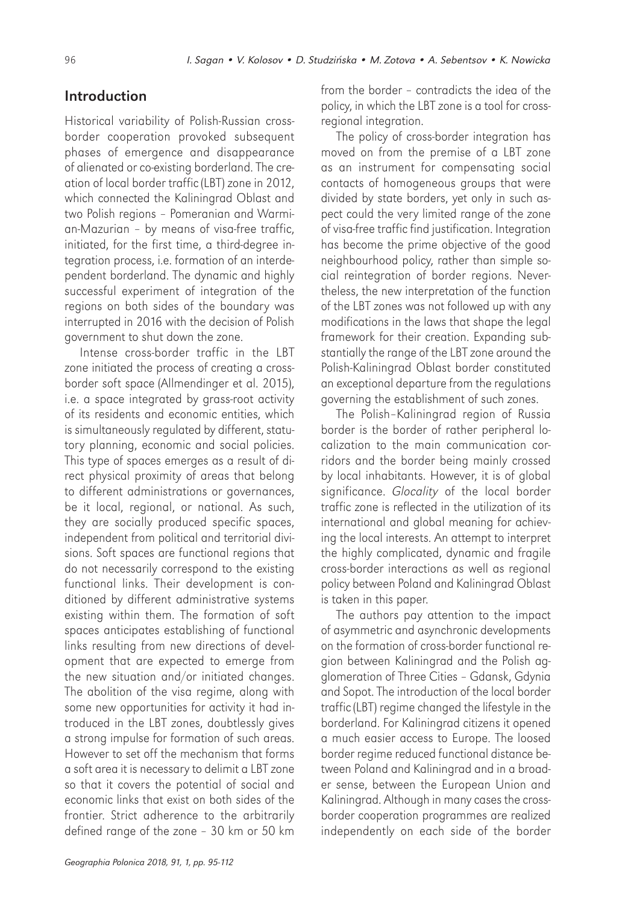## Introduction

Historical variability of Polish-Russian cross-border cooperation provoked subsequent phases of emergence and disappearance of alienated or co-existing borderland. The creation of local border traffic (LBT) zone in 2012, which connected the Kaliningrad Oblast and two Polish regions – Pomeranian and Warmian-Mazurian – by means of visa-free traffic, initiated, for the first time, a third-degree integration process, i.e. formation of an interdependent borderland. The dynamic and highly successful experiment of integration of the regions on both sides of the boundary was interrupted in 2016 with the decision of Polish government to shut down the zone.

Intense cross-border traffic in the LBT zone initiated the process of creating a cross-border soft space (Allmendinger et al. 2015), i.e. a space integrated by grass-root activity of its residents and economic entities, which is simultaneously regulated by different, statutory planning, economic and social policies. This type of spaces emerges as a result of direct physical proximity of areas that belong to different administrations or governances, be it local, regional, or national. As such, they are socially produced specific spaces, independent from political and territorial divisions. Soft spaces are functional regions that do not necessarily correspond to the existing functional links. Their development is conditioned by different administrative systems existing within them. The formation of soft spaces anticipates establishing of functional links resulting from new directions of development that are expected to emerge from the new situation and/or initiated changes. The abolition of the visa regime, along with some new opportunities for activity it had introduced in the LBT zones, doubtlessly gives a strong impulse for formation of such areas. However to set off the mechanism that forms a soft area it is necessary to delimit a LBT zone so that it covers the potential of social and economic links that exist on both sides of the frontier. Strict adherence to the arbitrarily defined range of the zone – 30 km or 50 km from the border – contradicts the idea of the policy, in which the LBT zone is a tool for cross-regional integration.

The policy of cross-border integration has moved on from the premise of a LBT zone as an instrument for compensating social contacts of homogeneous groups that were divided by state borders, yet only in such aspect could the very limited range of the zone of visa-free traffic find justification. Integration has become the prime objective of the good neighbourhood policy, rather than simple social reintegration of border regions. Nevertheless, the new interpretation of the function of the LBT zones was not followed up with any modifications in the laws that shape the legal framework for their creation. Expanding substantially the range of the LBT zone around the Polish-Kaliningrad Oblast border constituted an exceptional departure from the regulations governing the establishment of such zones.

The Polish–Kaliningrad region of Russia border is the border of rather peripheral localization to the main communication corridors and the border being mainly crossed by local inhabitants. However, it is of global significance. *Glocality* of the local border traffic zone is reflected in the utilization of its international and global meaning for achieving the local interests. An attempt to interpret the highly complicated, dynamic and fragile cross-border interactions as well as regional policy between Poland and Kaliningrad Oblast is taken in this paper.

The authors pay attention to the impact of asymmetric and asynchronic developments on the formation of cross-border functional region between Kaliningrad and the Polish agglomeration of Three Cities – Gdansk, Gdynia and Sopot. The introduction of the local border traffic (LBT) regime changed the lifestyle in the borderland. For Kaliningrad citizens it opened a much easier access to Europe. The loosed border regime reduced functional distance between Poland and Kaliningrad and in a broader sense, between the European Union and Kaliningrad. Although in many cases the cross-border cooperation programmes are realized independently on each side of the border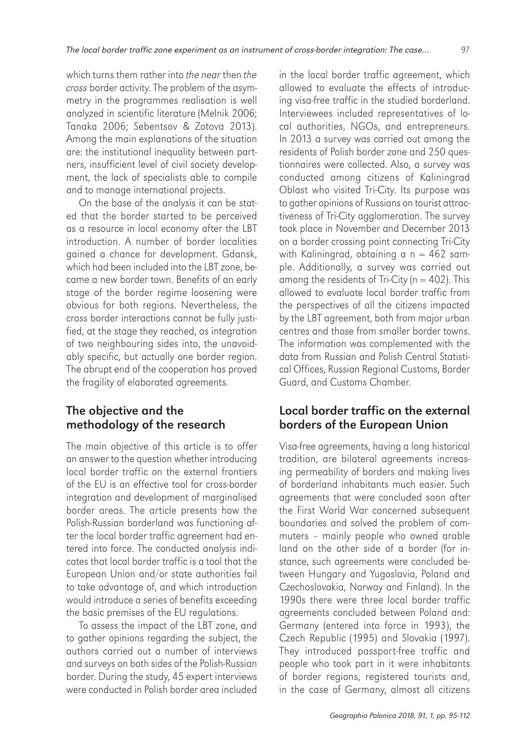which turns them rather into *the near* then *the cross* border activity. The problem of the asymmetry in the programmes realisation is well analyzed in scientific literature (Melnik 2006; Tanaka 2006; Sebentsov & Zotova 2013). Among the main explanations of the situation are: the institutional inequality between partners, insufficient level of civil society development, the lack of specialists able to compile and to manage international projects.

On the base of the analysis it can be stated that the border started to be perceived as a resource in local economy after the LBT introduction. A number of border localities gained a chance for development. Gdansk, which had been included into the LBT zone, became a new border town. Benefits of an early stage of the border regime loosening were obvious for both regions. Nevertheless, the cross border interactions cannot be fully justified, at the stage they reached, as integration of two neighbouring sides into, the unavoidably specific, but actually one border region. The abrupt end of the cooperation has proved the fragility of elaborated agreements.

## The objective and the methodology of the research

The main objective of this article is to offer an answer to the question whether introducing local border traffic on the external frontiers of the EU is an effective tool for cross-border integration and development of marginalised border areas. The article presents how the Polish-Russian borderland was functioning after the local border traffic agreement had entered into force. The conducted analysis indicates that local border traffic is a tool that the European Union and/or state authorities fail to take advantage of, and which introduction would introduce a series of benefits exceeding the basic premises of the EU regulations.

To assess the impact of the LBT zone, and to gather opinions regarding the subject, the authors carried out a number of interviews and surveys on both sides of the Polish-Russian border. During the study, 45 expert interviews were conducted in Polish border area included in the local border traffic agreement, which allowed to evaluate the effects of introducing visa-free traffic in the studied borderland. Interviewees included representatives of local authorities, NGOs, and entrepreneurs. In 2013 a survey was carried out among the residents of Polish border zone and 250 questionnaires were collected. Also, a survey was conducted among citizens of Kaliningrad Oblast who visited Tri-City. Its purpose was to gather opinions of Russians on tourist attractiveness of Tri-City agglomeration. The survey took place in November and December 2013 on a border crossing point connecting Tri-City with Kaliningrad, obtaining a $n = 462$ sample. Additionally, a survey was carried out among the residents of Tri-City ($n = 402$). This allowed to evaluate local border traffic from the perspectives of all the citizens impacted by the LBT agreement, both from major urban centres and those from smaller border towns. The information was complemented with the data from Russian and Polish Central Statistical Offices, Russian Regional Customs, Border Guard, and Customs Chamber.

## Local border traffic on the external borders of the European Union

Visa-free agreements, having a long historical tradition, are bilateral agreements increasing permeability of borders and making lives of borderland inhabitants much easier. Such agreements that were concluded soon after the First World War concerned subsequent boundaries and solved the problem of commuters – mainly people who owned arable land on the other side of a border (for instance, such agreements were concluded between Hungary and Yugoslavia, Poland and Czechoslovakia, Norway and Finland). In the 1990s there were three local border traffic agreements concluded between Poland and: Germany (entered into force in 1993), the Czech Republic (1995) and Slovakia (1997). They introduced passport-free traffic and people who took part in it were inhabitants of border regions, registered tourists and, in the case of Germany, almost all citizens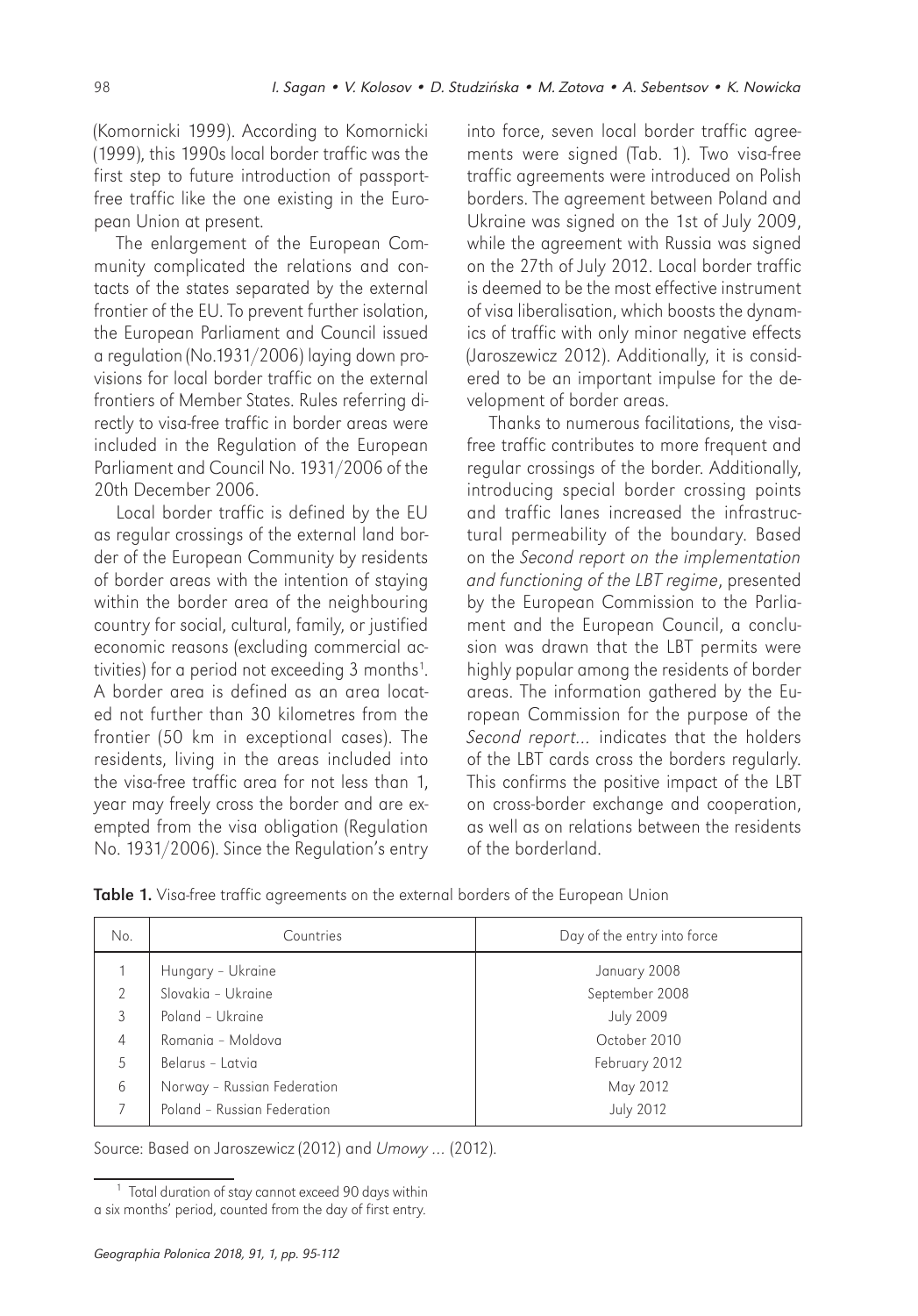(Komornicki 1999). According to Komornicki (1999), this 1990s local border traffic was the first step to future introduction of passport-free traffic like the one existing in the European Union at present.

The enlargement of the European Community complicated the relations and contacts of the states separated by the external frontier of the EU. To prevent further isolation, the European Parliament and Council issued a regulation (No.1931/2006) laying down provisions for local border traffic on the external frontiers of Member States. Rules referring directly to visa-free traffic in border areas were included in the Regulation of the European Parliament and Council No. 1931/2006 of the 20th December 2006.

Local border traffic is defined by the EU as regular crossings of the external land border of the European Community by residents of border areas with the intention of staying within the border area of the neighbouring country for social, cultural, family, or justified economic reasons (excluding commercial activities) for a period not exceeding 3 months[1]. A border area is defined as an area located not further than 30 kilometres from the frontier (50 km in exceptional cases). The residents, living in the areas included into the visa-free traffic area for not less than 1, year may freely cross the border and are exempted from the visa obligation (Regulation No. 1931/2006). Since the Regulation's entry into force, seven local border traffic agreements were signed (Tab. 1). Two visa-free traffic agreements were introduced on Polish borders. The agreement between Poland and Ukraine was signed on the 1st of July 2009, while the agreement with Russia was signed on the 27th of July 2012. Local border traffic is deemed to be the most effective instrument of visa liberalisation, which boosts the dynamics of traffic with only minor negative effects (Jaroszewicz 2012). Additionally, it is considered to be an important impulse for the development of border areas.

Thanks to numerous facilitations, the visa-free traffic contributes to more frequent and regular crossings of the border. Additionally, introducing special border crossing points and traffic lanes increased the infrastructural permeability of the boundary. Based on the *Second report on the implementation and functioning of the LBT regime*, presented by the European Commission to the Parliament and the European Council, a conclusion was drawn that the LBT permits were highly popular among the residents of border areas. The information gathered by the European Commission for the purpose of the *Second report...* indicates that the holders of the LBT cards cross the borders regularly. This confirms the positive impact of the LBT on cross-border exchange and cooperation, as well as on relations between the residents of the borderland.

**Table 1.** Visa-free traffic agreements on the external borders of the European Union

| No. | Countries | Day of the entry into force |
|---|---|---|
| 1 | Hungary – Ukraine | January 2008 |
| 2 | Slovakia – Ukraine | September 2008 |
| 3 | Poland – Ukraine | July 2009 |
| 4 | Romania – Moldova | October 2010 |
| 5 | Belarus – Latvia | February 2012 |
| 6 | Norway – Russian Federation | May 2012 |
| 7 | Poland – Russian Federation | July 2012 |

Source: Based on Jaroszewicz (2012) and *Umowy* ... (2012).

[1] Total duration of stay cannot exceed 90 days within a six months' period, counted from the day of first entry.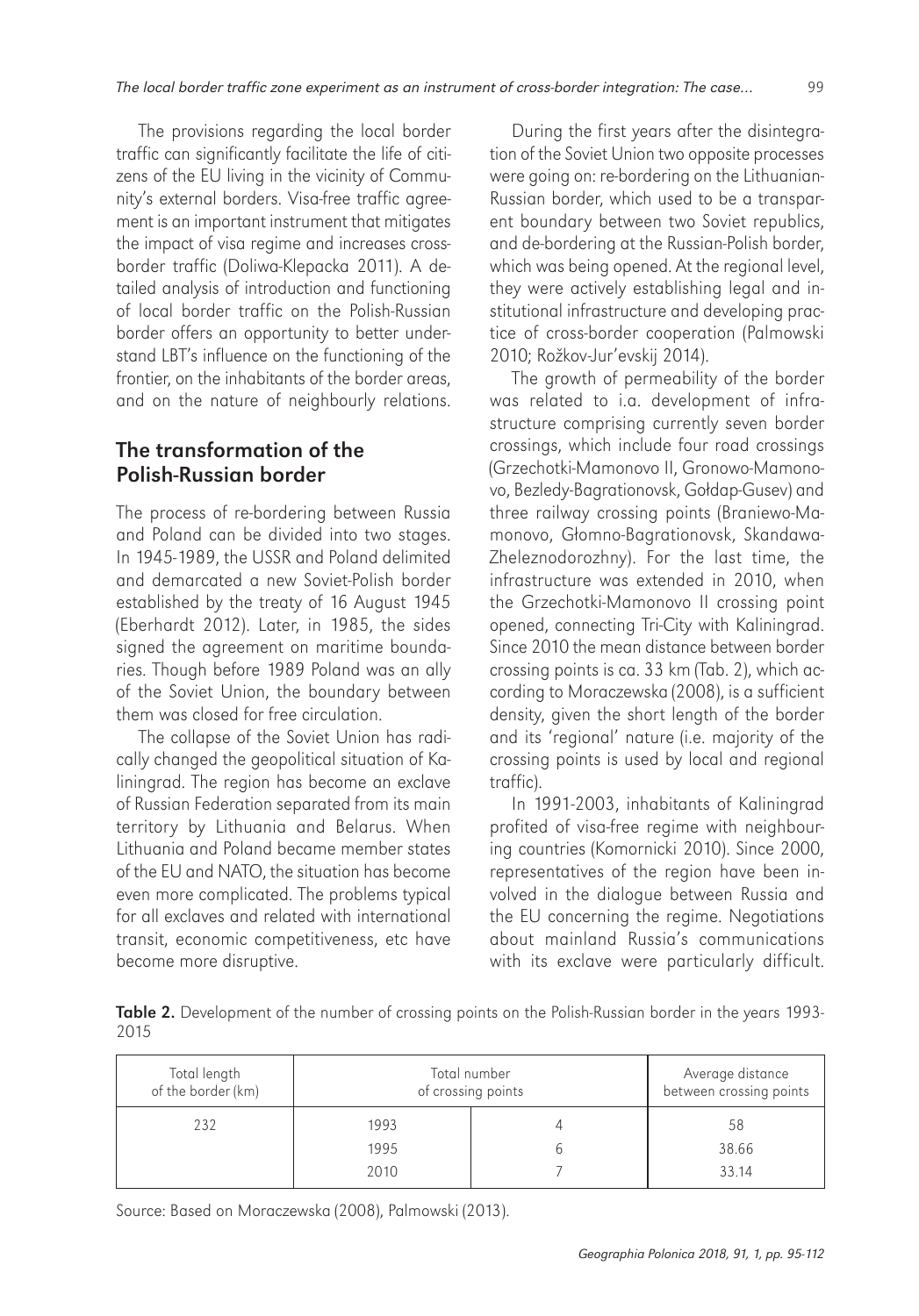The provisions regarding the local border traffic can significantly facilitate the life of citizens of the EU living in the vicinity of Community's external borders. Visa-free traffic agreement is an important instrument that mitigates the impact of visa regime and increases cross-border traffic (Doliwa-Klepacka 2011). A detailed analysis of introduction and functioning of local border traffic on the Polish-Russian border offers an opportunity to better understand LBT's influence on the functioning of the frontier, on the inhabitants of the border areas, and on the nature of neighbourly relations.

## The transformation of the Polish-Russian border

The process of re-bordering between Russia and Poland can be divided into two stages. In 1945-1989, the USSR and Poland delimited and demarcated a new Soviet-Polish border established by the treaty of 16 August 1945 (Eberhardt 2012). Later, in 1985, the sides signed the agreement on maritime boundaries. Though before 1989 Poland was an ally of the Soviet Union, the boundary between them was closed for free circulation.

The collapse of the Soviet Union has radically changed the geopolitical situation of Kaliningrad. The region has become an exclave of Russian Federation separated from its main territory by Lithuania and Belarus. When Lithuania and Poland became member states of the EU and NATO, the situation has become even more complicated. The problems typical for all exclaves and related with international transit, economic competitiveness, etc have become more disruptive.

During the first years after the disintegration of the Soviet Union two opposite processes were going on: re-bordering on the Lithuanian-Russian border, which used to be a transparent boundary between two Soviet republics, and de-bordering at the Russian-Polish border, which was being opened. At the regional level, they were actively establishing legal and institutional infrastructure and developing practice of cross-border cooperation (Palmowski 2010; Rožkov-Jur'evskij 2014).

The growth of permeability of the border was related to i.a. development of infrastructure comprising currently seven border crossings, which include four road crossings (Grzechotki-Mamonovo II, Gronowo-Mamonovo, Bezledy-Bagrationovsk, Gołdap-Gusev) and three railway crossing points (Braniewo-Mamonovo, Głomno-Bagrationovsk, Skandawa-Zheleznodorozhny). For the last time, the infrastructure was extended in 2010, when the Grzechotki-Mamonovo II crossing point opened, connecting Tri-City with Kaliningrad. Since 2010 the mean distance between border crossing points is ca. 33 km (Tab. 2), which according to Moraczewska (2008), is a sufficient density, given the short length of the border and its 'regional' nature (i.e. majority of the crossing points is used by local and regional traffic).

In 1991-2003, inhabitants of Kaliningrad profited of visa-free regime with neighbouring countries (Komornicki 2010). Since 2000, representatives of the region have been involved in the dialogue between Russia and the EU concerning the regime. Negotiations about mainland Russia's communications with its exclave were particularly difficult.

**Table 2.** Development of the number of crossing points on the Polish-Russian border in the years 1993-2015

| Total length of the border (km) | Total number of crossing points | | Average distance between crossing points |
|---|---|---|---|
| 232 | 1993 | 4 | 58 |
| | 1995 | 6 | 38.66 |
| | 2010 | 7 | 33.14 |

Source: Based on Moraczewska (2008), Palmowski (2013).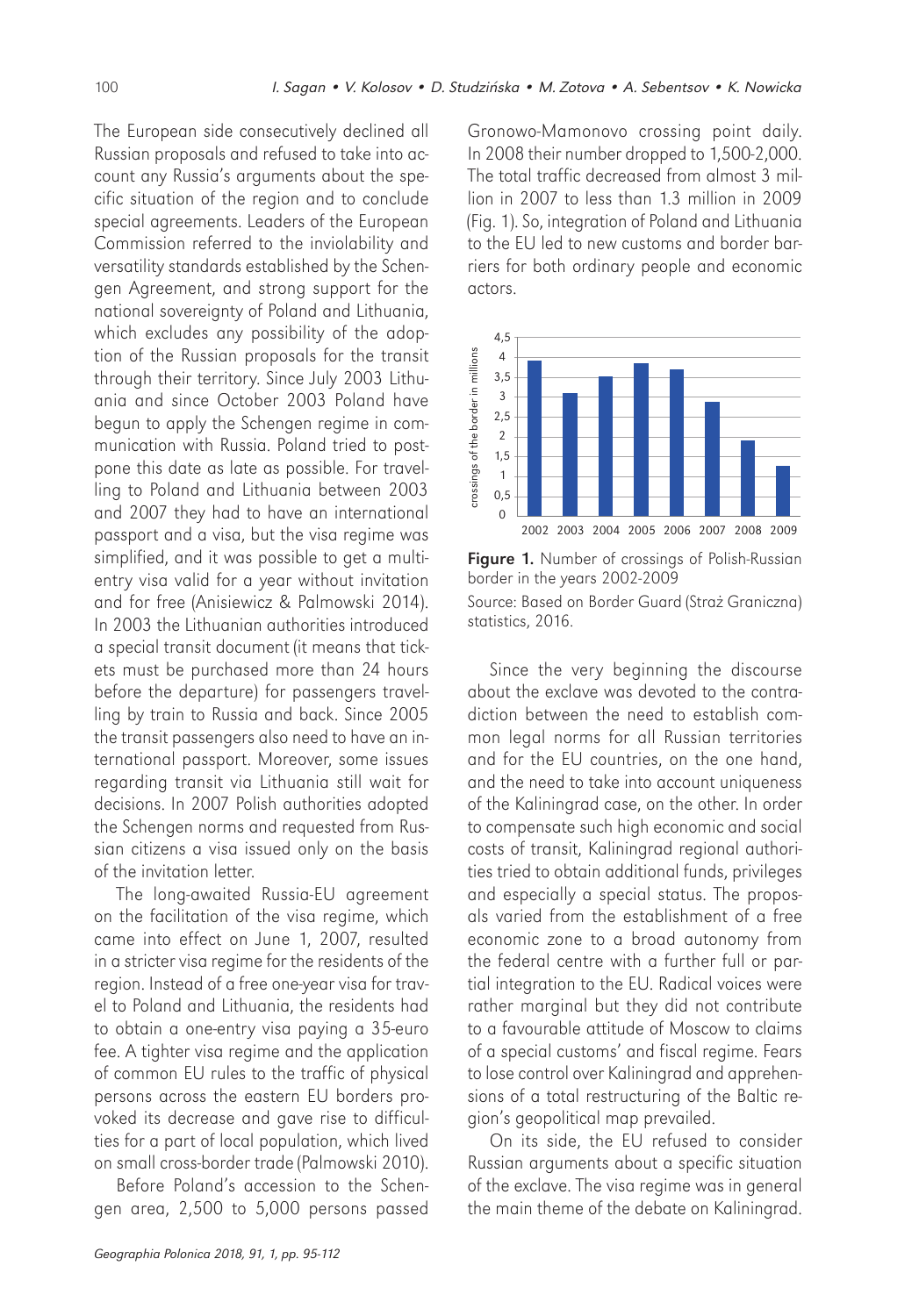The European side consecutively declined all Russian proposals and refused to take into account any Russia's arguments about the specific situation of the region and to conclude special agreements. Leaders of the European Commission referred to the inviolability and versatility standards established by the Schengen Agreement, and strong support for the national sovereignty of Poland and Lithuania, which excludes any possibility of the adoption of the Russian proposals for the transit through their territory. Since July 2003 Lithuania and since October 2003 Poland have begun to apply the Schengen regime in communication with Russia. Poland tried to postpone this date as late as possible. For travelling to Poland and Lithuania between 2003 and 2007 they had to have an international passport and a visa, but the visa regime was simplified, and it was possible to get a multi-entry visa valid for a year without invitation and for free (Anisiewicz & Palmowski 2014). In 2003 the Lithuanian authorities introduced a special transit document (it means that tickets must be purchased more than 24 hours before the departure) for passengers travelling by train to Russia and back. Since 2005 the transit passengers also need to have an international passport. Moreover, some issues regarding transit via Lithuania still wait for decisions. In 2007 Polish authorities adopted the Schengen norms and requested from Russian citizens a visa issued only on the basis of the invitation letter.

The long-awaited Russia-EU agreement on the facilitation of the visa regime, which came into effect on June 1, 2007, resulted in a stricter visa regime for the residents of the region. Instead of a free one-year visa for travel to Poland and Lithuania, the residents had to obtain a one-entry visa paying a 35-euro fee. A tighter visa regime and the application of common EU rules to the traffic of physical persons across the eastern EU borders provoked its decrease and gave rise to difficulties for a part of local population, which lived on small cross-border trade (Palmowski 2010).

Before Poland's accession to the Schengen area, 2,500 to 5,000 persons passed Gronowo-Mamonovo crossing point daily. In 2008 their number dropped to 1,500-2,000. The total traffic decreased from almost 3 million in 2007 to less than 1.3 million in 2009 (Fig. 1). So, integration of Poland and Lithuania to the EU led to new customs and border barriers for both ordinary people and economic actors.

**Figure 1.** Number of crossings of Polish-Russian border in the years 2002-2009

Source: Based on Border Guard (Straż Graniczna) statistics, 2016.

Since the very beginning the discourse about the exclave was devoted to the contradiction between the need to establish common legal norms for all Russian territories and for the EU countries, on the one hand, and the need to take into account uniqueness of the Kaliningrad case, on the other. In order to compensate such high economic and social costs of transit, Kaliningrad regional authorities tried to obtain additional funds, privileges and especially a special status. The proposals varied from the establishment of a free economic zone to a broad autonomy from the federal centre with a further full or partial integration to the EU. Radical voices were rather marginal but they did not contribute to a favourable attitude of Moscow to claims of a special customs' and fiscal regime. Fears to lose control over Kaliningrad and apprehensions of a total restructuring of the Baltic region's geopolitical map prevailed.

On its side, the EU refused to consider Russian arguments about a specific situation of the exclave. The visa regime was in general the main theme of the debate on Kaliningrad.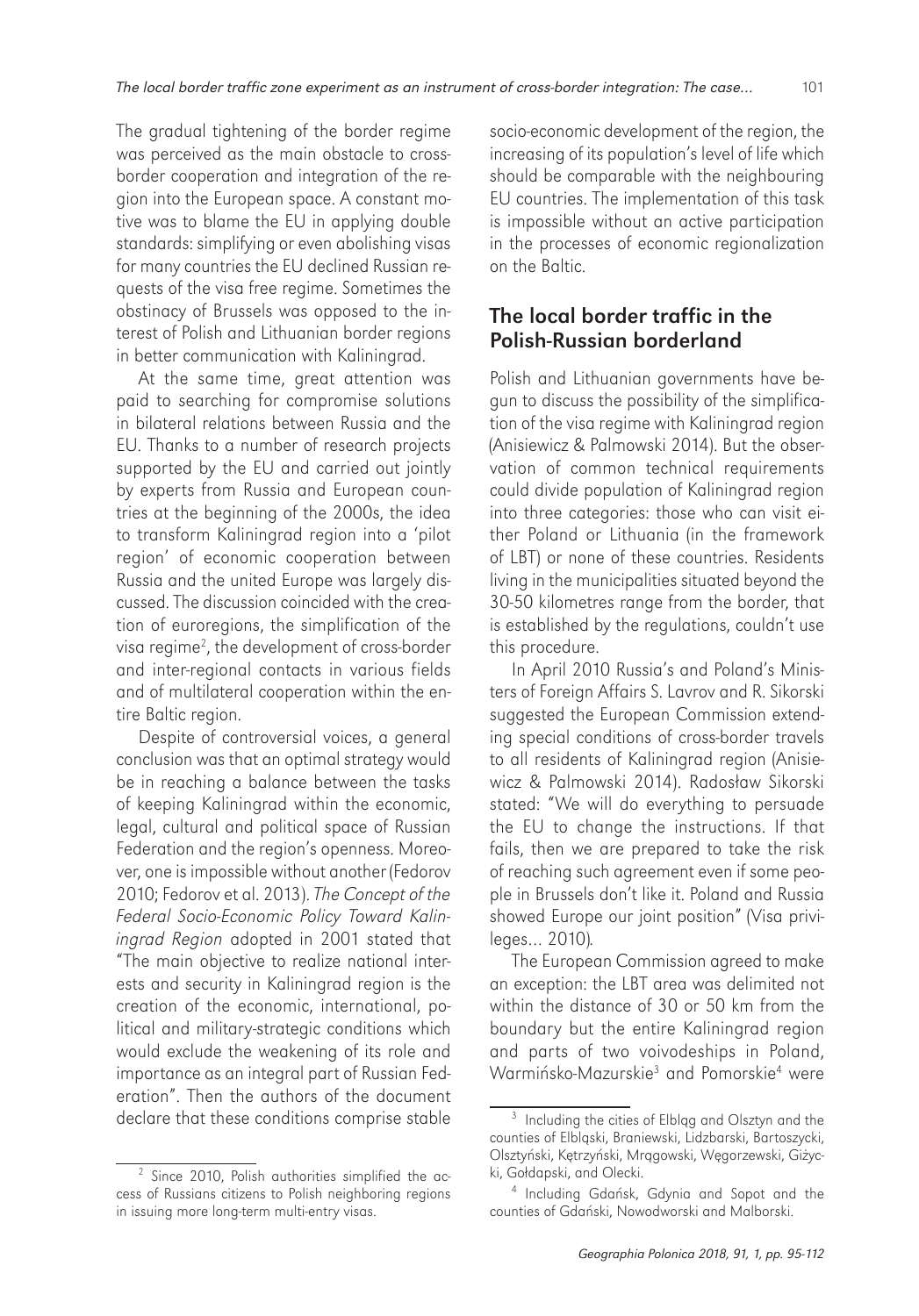The gradual tightening of the border regime was perceived as the main obstacle to cross-border cooperation and integration of the region into the European space. A constant motive was to blame the EU in applying double standards: simplifying or even abolishing visas for many countries the EU declined Russian requests of the visa free regime. Sometimes the obstinacy of Brussels was opposed to the interest of Polish and Lithuanian border regions in better communication with Kaliningrad.

At the same time, great attention was paid to searching for compromise solutions in bilateral relations between Russia and the EU. Thanks to a number of research projects supported by the EU and carried out jointly by experts from Russia and European countries at the beginning of the 2000s, the idea to transform Kaliningrad region into a 'pilot region' of economic cooperation between Russia and the united Europe was largely discussed. The discussion coincided with the creation of euroregions, the simplification of the visa regime[2], the development of cross-border and inter-regional contacts in various fields and of multilateral cooperation within the entire Baltic region.

Despite of controversial voices, a general conclusion was that an optimal strategy would be in reaching a balance between the tasks of keeping Kaliningrad within the economic, legal, cultural and political space of Russian Federation and the region's openness. Moreover, one is impossible without another (Fedorov 2010; Fedorov et al. 2013). *The Concept of the Federal Socio-Economic Policy Toward Kaliningrad Region* adopted in 2001 stated that "The main objective to realize national interests and security in Kaliningrad region is the creation of the economic, international, political and military-strategic conditions which would exclude the weakening of its role and importance as an integral part of Russian Federation". Then the authors of the document declare that these conditions comprise stable socio-economic development of the region, the increasing of its population's level of life which should be comparable with the neighbouring EU countries. The implementation of this task is impossible without an active participation in the processes of economic regionalization on the Baltic.

## The local border traffic in the Polish-Russian borderland

Polish and Lithuanian governments have begun to discuss the possibility of the simplification of the visa regime with Kaliningrad region (Anisiewicz & Palmowski 2014). But the observation of common technical requirements could divide population of Kaliningrad region into three categories: those who can visit either Poland or Lithuania (in the framework of LBT) or none of these countries. Residents living in the municipalities situated beyond the 30-50 kilometres range from the border, that is established by the regulations, couldn't use this procedure.

In April 2010 Russia's and Poland's Ministers of Foreign Affairs S. Lavrov and R. Sikorski suggested the European Commission extending special conditions of cross-border travels to all residents of Kaliningrad region (Anisiewicz & Palmowski 2014). Radosław Sikorski stated: "We will do everything to persuade the EU to change the instructions. If that fails, then we are prepared to take the risk of reaching such agreement even if some people in Brussels don't like it. Poland and Russia showed Europe our joint position" (Visa privileges… 2010).

The European Commission agreed to make an exception: the LBT area was delimited not within the distance of 30 or 50 km from the boundary but the entire Kaliningrad region and parts of two voivodeships in Poland, Warmińsko-Mazurskie[3] and Pomorskie[4] were

---

[2] Since 2010, Polish authorities simplified the access of Russians citizens to Polish neighboring regions in issuing more long-term multi-entry visas.

[3] Including the cities of Elbląg and Olsztyn and the counties of Elbląski, Braniewski, Lidzbarski, Bartoszycki, Olsztyński, Kętrzyński, Mrągowski, Węgorzewski, Giżycki, Gołdapski, and Olecki.

[4] Including Gdańsk, Gdynia and Sopot and the counties of Gdański, Nowodworski and Malborski.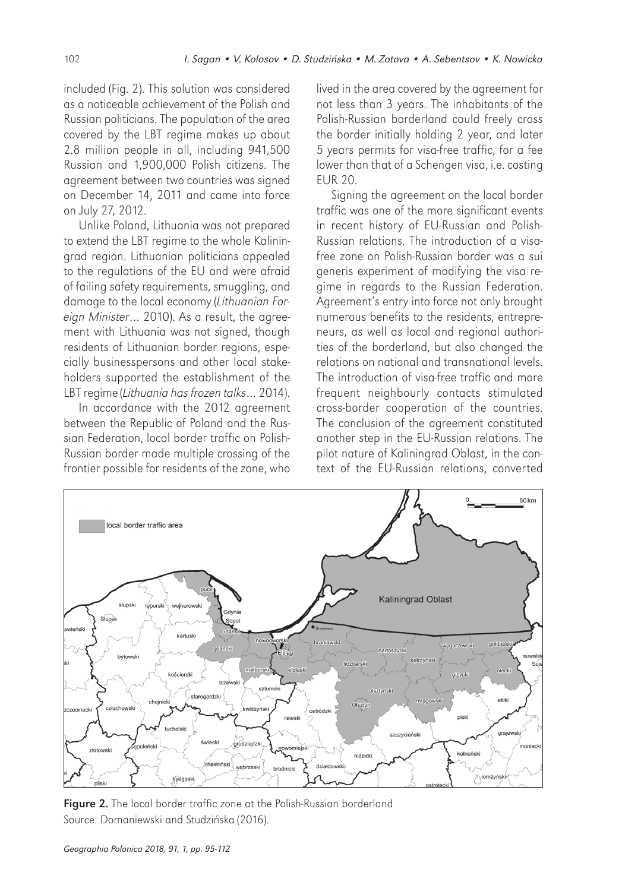included (Fig. 2). This solution was considered as a noticeable achievement of the Polish and Russian politicians. The population of the area covered by the LBT regime makes up about 2.8 million people in all, including 941,500 Russian and 1,900,000 Polish citizens. The agreement between two countries was signed on December 14, 2011 and came into force on July 27, 2012.

Unlike Poland, Lithuania was not prepared to extend the LBT regime to the whole Kaliningrad region. Lithuanian politicians appealed to the regulations of the EU and were afraid of failing safety requirements, smuggling, and damage to the local economy (*Lithuanian Foreign Minister*… 2010). As a result, the agreement with Lithuania was not signed, though residents of Lithuanian border regions, especially businesspersons and other local stakeholders supported the establishment of the LBT regime (*Lithuania has frozen talks*… 2014).

In accordance with the 2012 agreement between the Republic of Poland and the Russian Federation, local border traffic on Polish-Russian border made multiple crossing of the frontier possible for residents of the zone, who lived in the area covered by the agreement for not less than 3 years. The inhabitants of the Polish-Russian borderland could freely cross the border initially holding 2 year, and later 5 years permits for visa-free traffic, for a fee lower than that of a Schengen visa, i.e. costing EUR 20.

Signing the agreement on the local border traffic was one of the more significant events in recent history of EU-Russian and Polish-Russian relations. The introduction of a visa-free zone on Polish-Russian border was a sui generis experiment of modifying the visa regime in regards to the Russian Federation. Agreement's entry into force not only brought numerous benefits to the residents, entrepreneurs, as well as local and regional authorities of the borderland, but also changed the relations on national and transnational levels. The introduction of visa-free traffic and more frequent neighbourly contacts stimulated cross-border cooperation of the countries. The conclusion of the agreement constituted another step in the EU-Russian relations. The pilot nature of Kaliningrad Oblast, in the context of the EU-Russian relations, converted

**Figure 2.** The local border traffic zone at the Polish-Russian borderland
Source: Domaniewski and Studzińska (2016).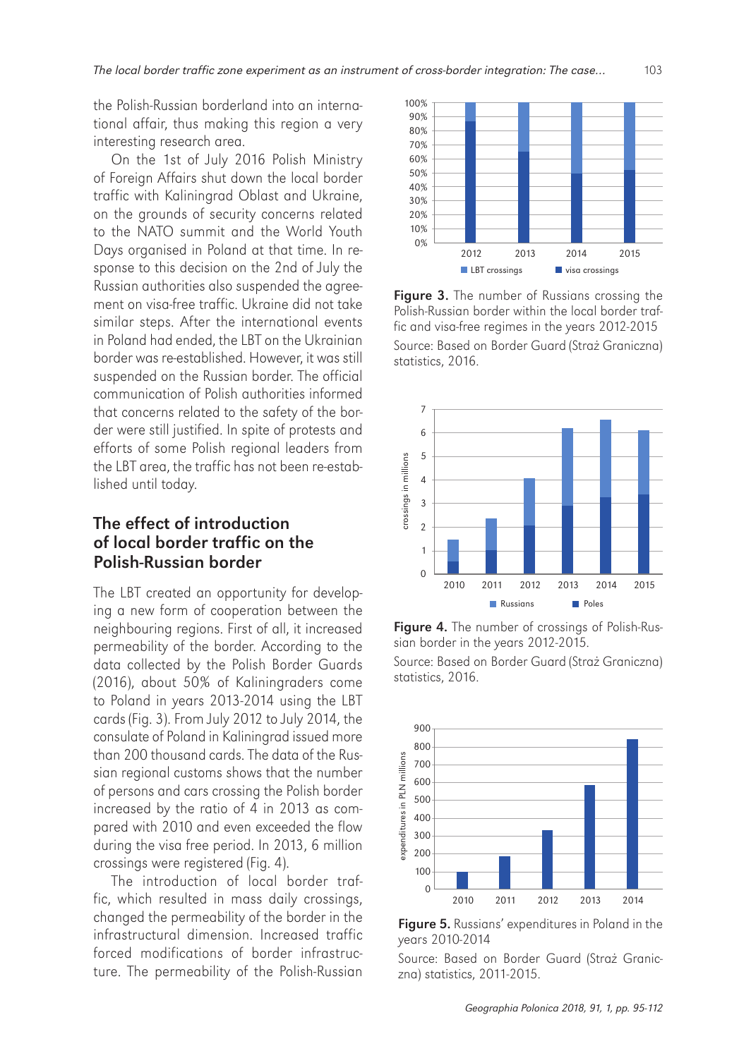the Polish-Russian borderland into an international affair, thus making this region a very interesting research area.

On the 1st of July 2016 Polish Ministry of Foreign Affairs shut down the local border traffic with Kaliningrad Oblast and Ukraine, on the grounds of security concerns related to the NATO summit and the World Youth Days organised in Poland at that time. In response to this decision on the 2nd of July the Russian authorities also suspended the agreement on visa-free traffic. Ukraine did not take similar steps. After the international events in Poland had ended, the LBT on the Ukrainian border was re-established. However, it was still suspended on the Russian border. The official communication of Polish authorities informed that concerns related to the safety of the border were still justified. In spite of protests and efforts of some Polish regional leaders from the LBT area, the traffic has not been re-established until today.

## The effect of introduction of local border traffic on the Polish-Russian border

The LBT created an opportunity for developing a new form of cooperation between the neighbouring regions. First of all, it increased permeability of the border. According to the data collected by the Polish Border Guards (2016), about 50% of Kaliningraders come to Poland in years 2013-2014 using the LBT cards (Fig. 3). From July 2012 to July 2014, the consulate of Poland in Kaliningrad issued more than 200 thousand cards. The data of the Russian regional customs shows that the number of persons and cars crossing the Polish border increased by the ratio of 4 in 2013 as compared with 2010 and even exceeded the flow during the visa free period. In 2013, 6 million crossings were registered (Fig. 4).

The introduction of local border traffic, which resulted in mass daily crossings, changed the permeability of the border in the infrastructural dimension. Increased traffic forced modifications of border infrastructure. The permeability of the Polish-Russian

**Figure 3.** The number of Russians crossing the Polish-Russian border within the local border traffic and visa-free regimes in the years 2012-2015
Source: Based on Border Guard (Straż Graniczna) statistics, 2016.

**Figure 4.** The number of crossings of Polish-Russian border in the years 2012-2015.
Source: Based on Border Guard (Straż Graniczna) statistics, 2016.

**Figure 5.** Russians' expenditures in Poland in the years 2010-2014
Source: Based on Border Guard (Straż Graniczna) statistics, 2011-2015.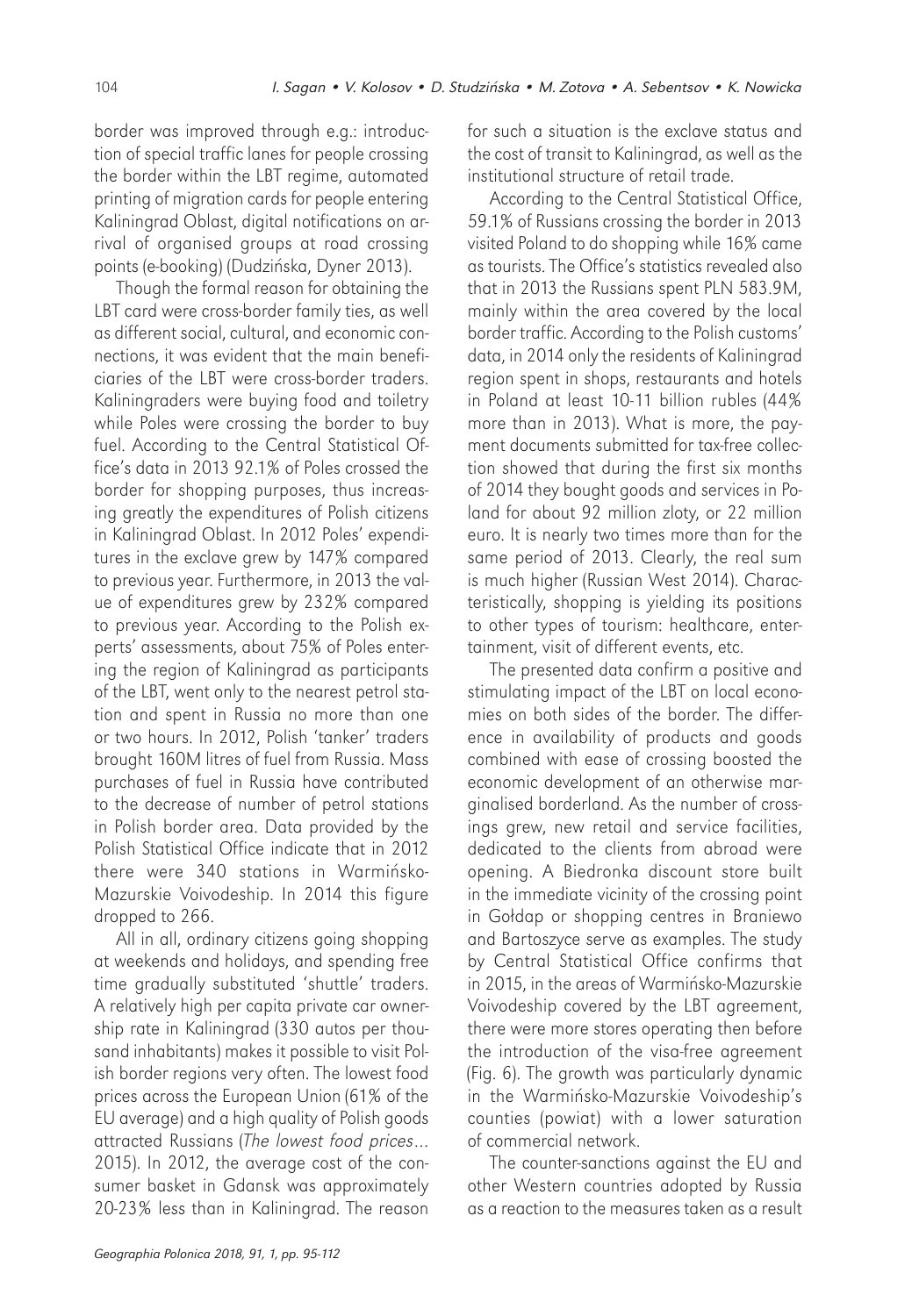border was improved through e.g.: introduction of special traffic lanes for people crossing the border within the LBT regime, automated printing of migration cards for people entering Kaliningrad Oblast, digital notifications on arrival of organised groups at road crossing points (e-booking) (Dudzińska, Dyner 2013).

Though the formal reason for obtaining the LBT card were cross-border family ties, as well as different social, cultural, and economic connections, it was evident that the main beneficiaries of the LBT were cross-border traders. Kaliningraders were buying food and toiletry while Poles were crossing the border to buy fuel. According to the Central Statistical Office's data in 2013 92.1% of Poles crossed the border for shopping purposes, thus increasing greatly the expenditures of Polish citizens in Kaliningrad Oblast. In 2012 Poles' expenditures in the exclave grew by 147% compared to previous year. Furthermore, in 2013 the value of expenditures grew by 232% compared to previous year. According to the Polish experts' assessments, about 75% of Poles entering the region of Kaliningrad as participants of the LBT, went only to the nearest petrol station and spent in Russia no more than one or two hours. In 2012, Polish 'tanker' traders brought 160M litres of fuel from Russia. Mass purchases of fuel in Russia have contributed to the decrease of number of petrol stations in Polish border area. Data provided by the Polish Statistical Office indicate that in 2012 there were 340 stations in Warmińsko-Mazurskie Voivodeship. In 2014 this figure dropped to 266.

All in all, ordinary citizens going shopping at weekends and holidays, and spending free time gradually substituted 'shuttle' traders. A relatively high per capita private car ownership rate in Kaliningrad (330 autos per thousand inhabitants) makes it possible to visit Polish border regions very often. The lowest food prices across the European Union (61% of the EU average) and a high quality of Polish goods attracted Russians (*The lowest food prices*… 2015). In 2012, the average cost of the consumer basket in Gdansk was approximately 20-23% less than in Kaliningrad. The reason for such a situation is the exclave status and the cost of transit to Kaliningrad, as well as the institutional structure of retail trade.

According to the Central Statistical Office, 59.1% of Russians crossing the border in 2013 visited Poland to do shopping while 16% came as tourists. The Office's statistics revealed also that in 2013 the Russians spent PLN 583.9M, mainly within the area covered by the local border traffic. According to the Polish customs' data, in 2014 only the residents of Kaliningrad region spent in shops, restaurants and hotels in Poland at least 10-11 billion rubles (44% more than in 2013). What is more, the payment documents submitted for tax-free collection showed that during the first six months of 2014 they bought goods and services in Poland for about 92 million zloty, or 22 million euro. It is nearly two times more than for the same period of 2013. Clearly, the real sum is much higher (Russian West 2014). Characteristically, shopping is yielding its positions to other types of tourism: healthcare, entertainment, visit of different events, etc.

The presented data confirm a positive and stimulating impact of the LBT on local economies on both sides of the border. The difference in availability of products and goods combined with ease of crossing boosted the economic development of an otherwise marginalised borderland. As the number of crossings grew, new retail and service facilities, dedicated to the clients from abroad were opening. A Biedronka discount store built in the immediate vicinity of the crossing point in Gołdap or shopping centres in Braniewo and Bartoszyce serve as examples. The study by Central Statistical Office confirms that in 2015, in the areas of Warmińsko-Mazurskie Voivodeship covered by the LBT agreement, there were more stores operating then before the introduction of the visa-free agreement (Fig. 6). The growth was particularly dynamic in the Warmińsko-Mazurskie Voivodeship's counties (powiat) with a lower saturation of commercial network.

The counter-sanctions against the EU and other Western countries adopted by Russia as a reaction to the measures taken as a result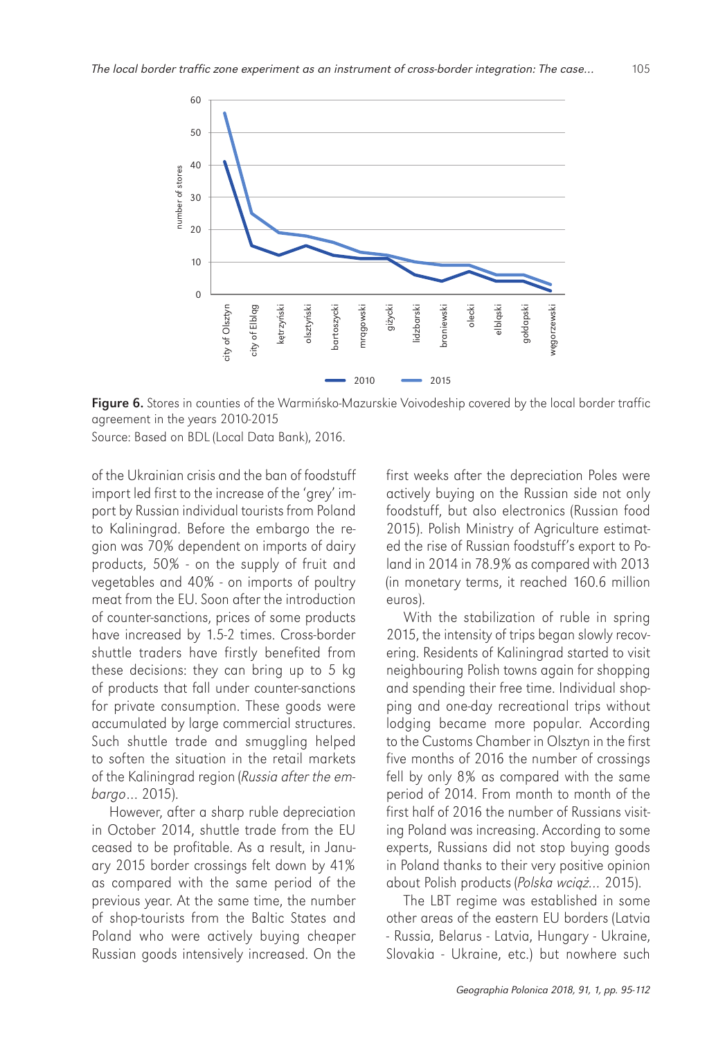Figure 6. Stores in counties of the Warmińsko-Mazurskie Voivodeship covered by the local border traffic agreement in the years 2010-2015

Source: Based on BDL (Local Data Bank), 2016.

of the Ukrainian crisis and the ban of foodstuff import led first to the increase of the 'grey' import by Russian individual tourists from Poland to Kaliningrad. Before the embargo the region was 70% dependent on imports of dairy products, 50% - on the supply of fruit and vegetables and 40% - on imports of poultry meat from the EU. Soon after the introduction of counter-sanctions, prices of some products have increased by 1.5-2 times. Cross-border shuttle traders have firstly benefited from these decisions: they can bring up to 5 kg of products that fall under counter-sanctions for private consumption. These goods were accumulated by large commercial structures. Such shuttle trade and smuggling helped to soften the situation in the retail markets of the Kaliningrad region (*Russia after the embargo*... 2015).

However, after a sharp ruble depreciation in October 2014, shuttle trade from the EU ceased to be profitable. As a result, in January 2015 border crossings felt down by 41% as compared with the same period of the previous year. At the same time, the number of shop-tourists from the Baltic States and Poland who were actively buying cheaper Russian goods intensively increased. On the first weeks after the depreciation Poles were actively buying on the Russian side not only foodstuff, but also electronics (Russian food 2015). Polish Ministry of Agriculture estimated the rise of Russian foodstuff's export to Poland in 2014 in 78.9% as compared with 2013 (in monetary terms, it reached 160.6 million euros).

With the stabilization of ruble in spring 2015, the intensity of trips began slowly recovering. Residents of Kaliningrad started to visit neighbouring Polish towns again for shopping and spending their free time. Individual shopping and one-day recreational trips without lodging became more popular. According to the Customs Chamber in Olsztyn in the first five months of 2016 the number of crossings fell by only 8% as compared with the same period of 2014. From month to month of the first half of 2016 the number of Russians visiting Poland was increasing. According to some experts, Russians did not stop buying goods in Poland thanks to their very positive opinion about Polish products (*Polska wciąż*... 2015).

The LBT regime was established in some other areas of the eastern EU borders (Latvia - Russia, Belarus - Latvia, Hungary - Ukraine, Slovakia - Ukraine, etc.) but nowhere such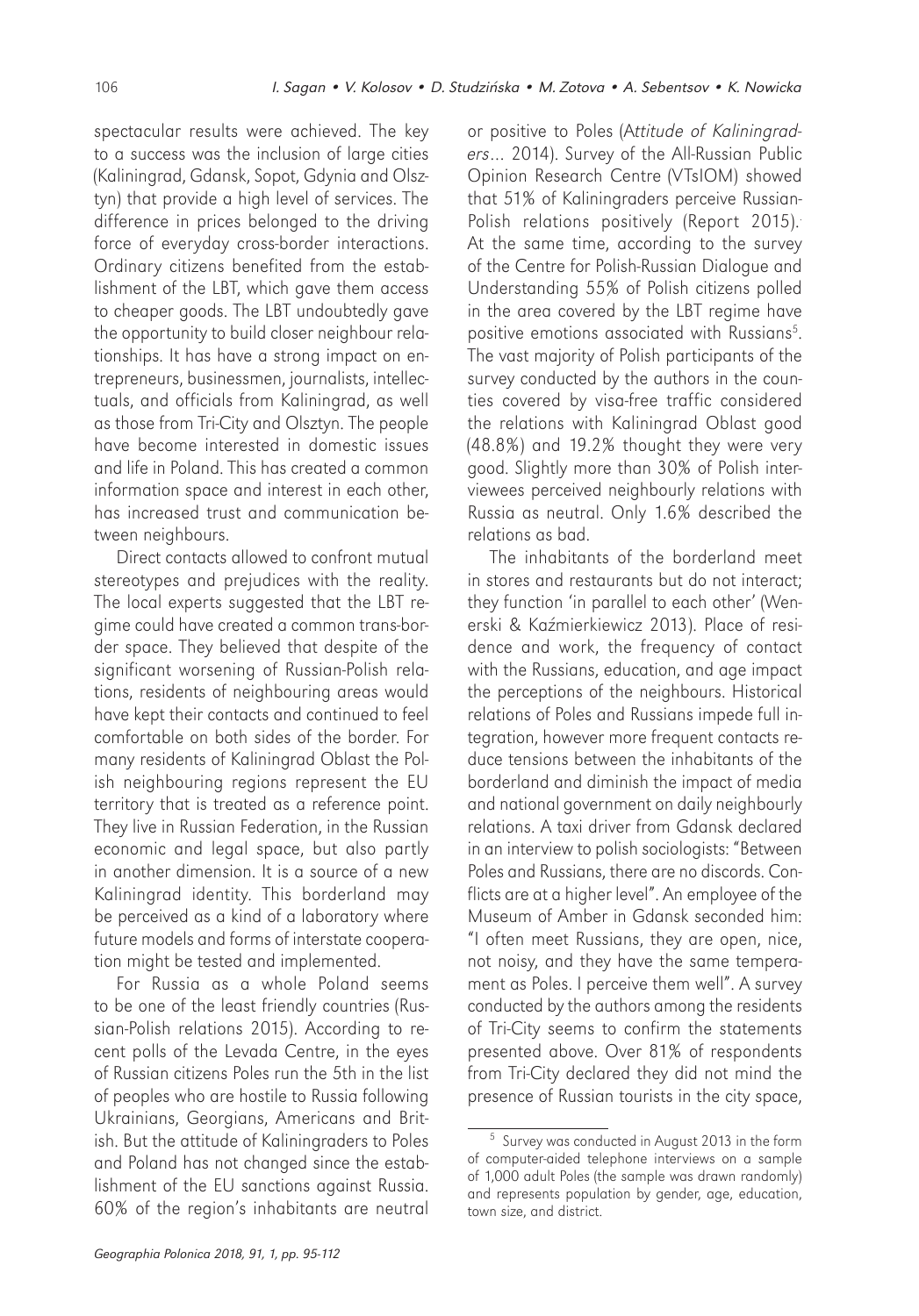spectacular results were achieved. The key to a success was the inclusion of large cities (Kaliningrad, Gdansk, Sopot, Gdynia and Olsztyn) that provide a high level of services. The difference in prices belonged to the driving force of everyday cross-border interactions. Ordinary citizens benefited from the establishment of the LBT, which gave them access to cheaper goods. The LBT undoubtedly gave the opportunity to build closer neighbour relationships. It has have a strong impact on entrepreneurs, businessmen, journalists, intellectuals, and officials from Kaliningrad, as well as those from Tri-City and Olsztyn. The people have become interested in domestic issues and life in Poland. This has created a common information space and interest in each other, has increased trust and communication between neighbours.

Direct contacts allowed to confront mutual stereotypes and prejudices with the reality. The local experts suggested that the LBT regime could have created a common trans-border space. They believed that despite of the significant worsening of Russian-Polish relations, residents of neighbouring areas would have kept their contacts and continued to feel comfortable on both sides of the border. For many residents of Kaliningrad Oblast the Polish neighbouring regions represent the EU territory that is treated as a reference point. They live in Russian Federation, in the Russian economic and legal space, but also partly in another dimension. It is a source of a new Kaliningrad identity. This borderland may be perceived as a kind of a laboratory where future models and forms of interstate cooperation might be tested and implemented.

For Russia as a whole Poland seems to be one of the least friendly countries (Russian-Polish relations 2015). According to recent polls of the Levada Centre, in the eyes of Russian citizens Poles run the 5th in the list of peoples who are hostile to Russia following Ukrainians, Georgians, Americans and British. But the attitude of Kaliningraders to Poles and Poland has not changed since the establishment of the EU sanctions against Russia. 60% of the region's inhabitants are neutral or positive to Poles (*Attitude of Kaliningraders*… 2014). Survey of the All-Russian Public Opinion Research Centre (VTsIOM) showed that 51% of Kaliningraders perceive Russian-Polish relations positively (Report 2015). At the same time, according to the survey of the Centre for Polish-Russian Dialogue and Understanding 55% of Polish citizens polled in the area covered by the LBT regime have positive emotions associated with Russians[5]. The vast majority of Polish participants of the survey conducted by the authors in the counties covered by visa-free traffic considered the relations with Kaliningrad Oblast good (48.8%) and 19.2% thought they were very good. Slightly more than 30% of Polish interviewees perceived neighbourly relations with Russia as neutral. Only 1.6% described the relations as bad.

The inhabitants of the borderland meet in stores and restaurants but do not interact; they function 'in parallel to each other' (Wenerski & Kaźmierkiewicz 2013). Place of residence and work, the frequency of contact with the Russians, education, and age impact the perceptions of the neighbours. Historical relations of Poles and Russians impede full integration, however more frequent contacts reduce tensions between the inhabitants of the borderland and diminish the impact of media and national government on daily neighbourly relations. A taxi driver from Gdansk declared in an interview to polish sociologists: "Between Poles and Russians, there are no discords. Conflicts are at a higher level". An employee of the Museum of Amber in Gdansk seconded him: "I often meet Russians, they are open, nice, not noisy, and they have the same temperament as Poles. I perceive them well". A survey conducted by the authors among the residents of Tri-City seems to confirm the statements presented above. Over 81% of respondents from Tri-City declared they did not mind the presence of Russian tourists in the city space,

[5] Survey was conducted in August 2013 in the form of computer-aided telephone interviews on a sample of 1,000 adult Poles (the sample was drawn randomly) and represents population by gender, age, education, town size, and district.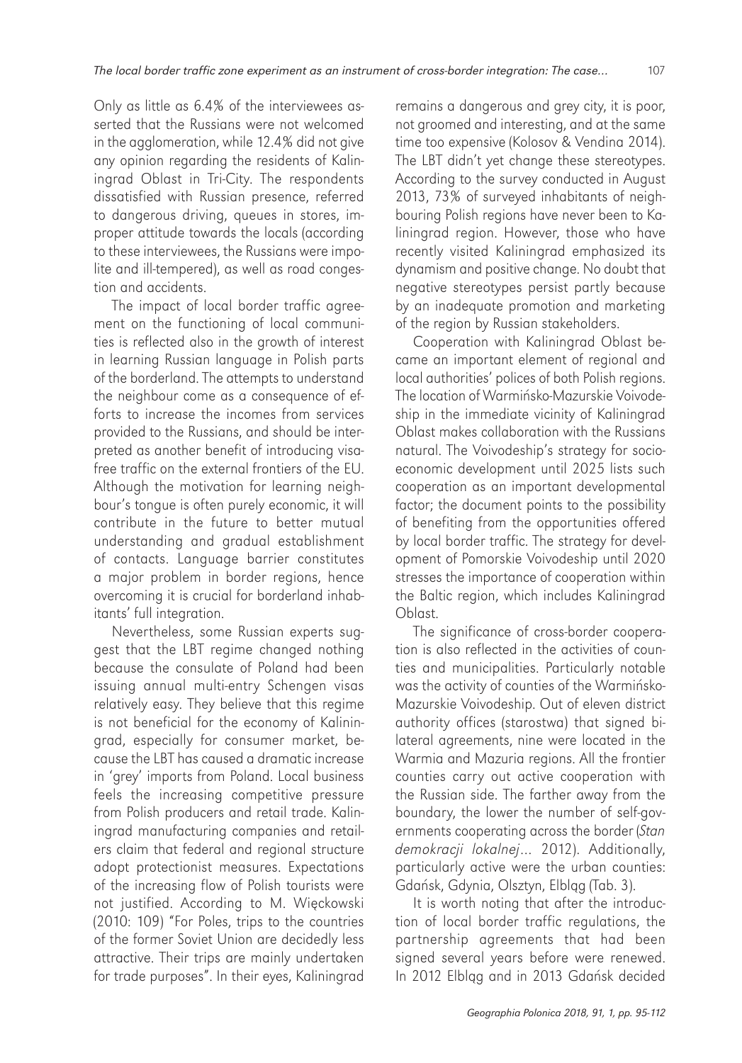Only as little as 6.4% of the interviewees asserted that the Russians were not welcomed in the agglomeration, while 12.4% did not give any opinion regarding the residents of Kaliningrad Oblast in Tri-City. The respondents dissatisfied with Russian presence, referred to dangerous driving, queues in stores, improper attitude towards the locals (according to these interviewees, the Russians were impolite and ill-tempered), as well as road congestion and accidents.

The impact of local border traffic agreement on the functioning of local communities is reflected also in the growth of interest in learning Russian language in Polish parts of the borderland. The attempts to understand the neighbour come as a consequence of efforts to increase the incomes from services provided to the Russians, and should be interpreted as another benefit of introducing visa-free traffic on the external frontiers of the EU. Although the motivation for learning neighbour's tongue is often purely economic, it will contribute in the future to better mutual understanding and gradual establishment of contacts. Language barrier constitutes a major problem in border regions, hence overcoming it is crucial for borderland inhabitants' full integration.

Nevertheless, some Russian experts suggest that the LBT regime changed nothing because the consulate of Poland had been issuing annual multi-entry Schengen visas relatively easy. They believe that this regime is not beneficial for the economy of Kaliningrad, especially for consumer market, because the LBT has caused a dramatic increase in 'grey' imports from Poland. Local business feels the increasing competitive pressure from Polish producers and retail trade. Kaliningrad manufacturing companies and retailers claim that federal and regional structure adopt protectionist measures. Expectations of the increasing flow of Polish tourists were not justified. According to M. Więckowski (2010: 109) "For Poles, trips to the countries of the former Soviet Union are decidedly less attractive. Their trips are mainly undertaken for trade purposes". In their eyes, Kaliningrad remains a dangerous and grey city, it is poor, not groomed and interesting, and at the same time too expensive (Kolosov & Vendina 2014). The LBT didn't yet change these stereotypes. According to the survey conducted in August 2013, 73% of surveyed inhabitants of neighbouring Polish regions have never been to Kaliningrad region. However, those who have recently visited Kaliningrad emphasized its dynamism and positive change. No doubt that negative stereotypes persist partly because by an inadequate promotion and marketing of the region by Russian stakeholders.

Cooperation with Kaliningrad Oblast became an important element of regional and local authorities' polices of both Polish regions. The location of Warmińsko-Mazurskie Voivodeship in the immediate vicinity of Kaliningrad Oblast makes collaboration with the Russians natural. The Voivodeship's strategy for socio-economic development until 2025 lists such cooperation as an important developmental factor; the document points to the possibility of benefiting from the opportunities offered by local border traffic. The strategy for development of Pomorskie Voivodeship until 2020 stresses the importance of cooperation within the Baltic region, which includes Kaliningrad Oblast.

The significance of cross-border cooperation is also reflected in the activities of counties and municipalities. Particularly notable was the activity of counties of the Warmińsko-Mazurskie Voivodeship. Out of eleven district authority offices (starostwa) that signed bilateral agreements, nine were located in the Warmia and Mazuria regions. All the frontier counties carry out active cooperation with the Russian side. The farther away from the boundary, the lower the number of self-governments cooperating across the border (*Stan demokracji lokalnej*... 2012). Additionally, particularly active were the urban counties: Gdańsk, Gdynia, Olsztyn, Elbląg (Tab. 3).

It is worth noting that after the introduction of local border traffic regulations, the partnership agreements that had been signed several years before were renewed. In 2012 Elbląg and in 2013 Gdańsk decided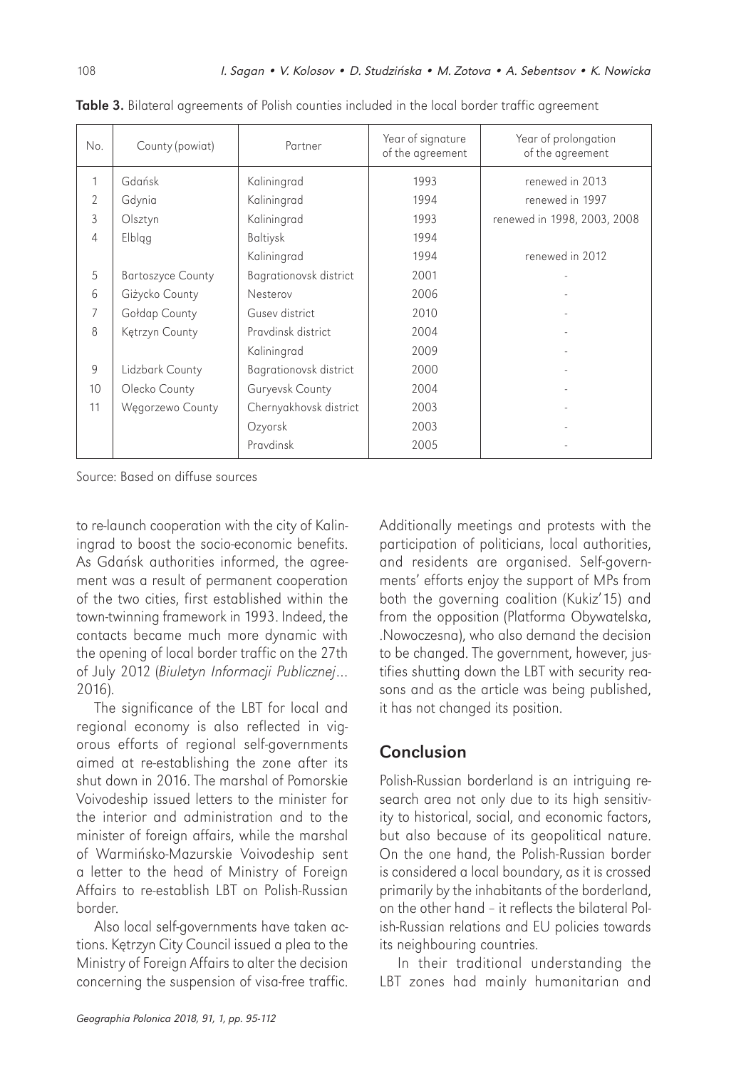**Table 3.** Bilateral agreements of Polish counties included in the local border traffic agreement

| No. | County (powiat) | Partner | Year of signature of the agreement | Year of prolongation of the agreement |
|---|---|---|---|---|
| 1 | Gdańsk | Kaliningrad | 1993 | renewed in 2013 |
| 2 | Gdynia | Kaliningrad | 1994 | renewed in 1997 |
| 3 | Olsztyn | Kaliningrad | 1993 | renewed in 1998, 2003, 2008 |
| 4 | Elbląg | Baltiysk | 1994 | |
| | | Kaliningrad | 1994 | renewed in 2012 |
| 5 | Bartoszyce County | Bagrationovsk district | 2001 | - |
| 6 | Giżycko County | Nesterov | 2006 | - |
| 7 | Gołdap County | Gusev district | 2010 | - |
| 8 | Kętrzyn County | Pravdinsk district | 2004 | - |
| | | Kaliningrad | 2009 | - |
| 9 | Lidzbark County | Bagrationovsk district | 2000 | - |
| 10 | Olecko County | Guryevsk County | 2004 | - |
| 11 | Węgorzewo County | Chernyakhovsk district | 2003 | - |
| | | Ozyorsk | 2003 | - |
| | | Pravdinsk | 2005 | - |

Source: Based on diffuse sources

to re-launch cooperation with the city of Kaliningrad to boost the socio-economic benefits. As Gdańsk authorities informed, the agreement was a result of permanent cooperation of the two cities, first established within the town-twinning framework in 1993. Indeed, the contacts became much more dynamic with the opening of local border traffic on the 27th of July 2012 (*Biuletyn Informacji Publicznej*... 2016).

The significance of the LBT for local and regional economy is also reflected in vigorous efforts of regional self-governments aimed at re-establishing the zone after its shut down in 2016. The marshal of Pomorskie Voivodeship issued letters to the minister for the interior and administration and to the minister of foreign affairs, while the marshal of Warmińsko-Mazurskie Voivodeship sent a letter to the head of Ministry of Foreign Affairs to re-establish LBT on Polish-Russian border.

Also local self-governments have taken actions. Kętrzyn City Council issued a plea to the Ministry of Foreign Affairs to alter the decision concerning the suspension of visa-free traffic. Additionally meetings and protests with the participation of politicians, local authorities, and residents are organised. Self-governments' efforts enjoy the support of MPs from both the governing coalition (Kukiz'15) and from the opposition (Platforma Obywatelska, .Nowoczesna), who also demand the decision to be changed. The government, however, justifies shutting down the LBT with security reasons and as the article was being published, it has not changed its position.

## Conclusion

Polish-Russian borderland is an intriguing research area not only due to its high sensitivity to historical, social, and economic factors, but also because of its geopolitical nature. On the one hand, the Polish-Russian border is considered a local boundary, as it is crossed primarily by the inhabitants of the borderland, on the other hand – it reflects the bilateral Polish-Russian relations and EU policies towards its neighbouring countries.

In their traditional understanding the LBT zones had mainly humanitarian and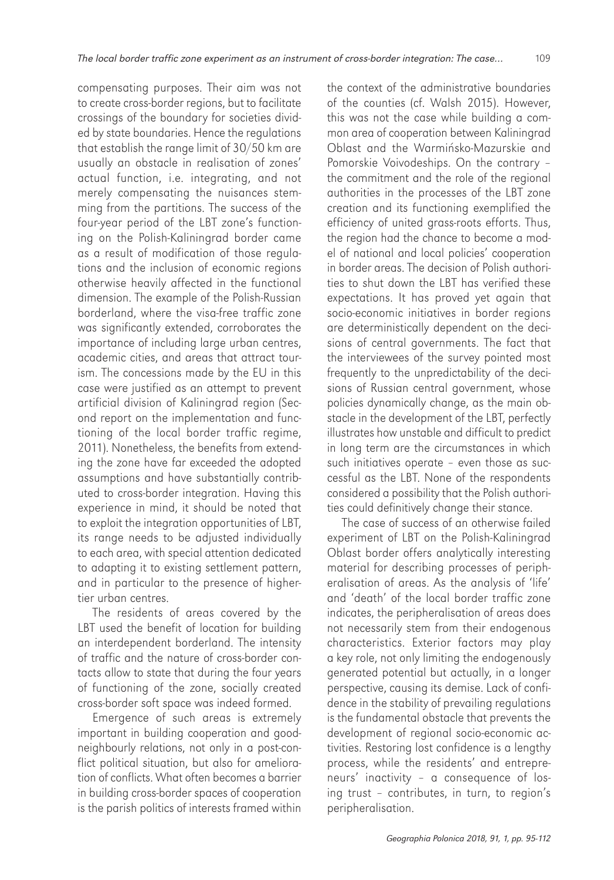compensating purposes. Their aim was not to create cross-border regions, but to facilitate crossings of the boundary for societies divided by state boundaries. Hence the regulations that establish the range limit of 30/50 km are usually an obstacle in realisation of zones' actual function, i.e. integrating, and not merely compensating the nuisances stemming from the partitions. The success of the four-year period of the LBT zone's functioning on the Polish-Kaliningrad border came as a result of modification of those regulations and the inclusion of economic regions otherwise heavily affected in the functional dimension. The example of the Polish-Russian borderland, where the visa-free traffic zone was significantly extended, corroborates the importance of including large urban centres, academic cities, and areas that attract tourism. The concessions made by the EU in this case were justified as an attempt to prevent artificial division of Kaliningrad region (Second report on the implementation and functioning of the local border traffic regime, 2011). Nonetheless, the benefits from extending the zone have far exceeded the adopted assumptions and have substantially contributed to cross-border integration. Having this experience in mind, it should be noted that to exploit the integration opportunities of LBT, its range needs to be adjusted individually to each area, with special attention dedicated to adapting it to existing settlement pattern, and in particular to the presence of higher-tier urban centres.

The residents of areas covered by the LBT used the benefit of location for building an interdependent borderland. The intensity of traffic and the nature of cross-border contacts allow to state that during the four years of functioning of the zone, socially created cross-border soft space was indeed formed.

Emergence of such areas is extremely important in building cooperation and good-neighbourly relations, not only in a post-conflict political situation, but also for amelioration of conflicts. What often becomes a barrier in building cross-border spaces of cooperation is the parish politics of interests framed within the context of the administrative boundaries of the counties (cf. Walsh 2015). However, this was not the case while building a common area of cooperation between Kaliningrad Oblast and the Warmińsko-Mazurskie and Pomorskie Voivodeships. On the contrary – the commitment and the role of the regional authorities in the processes of the LBT zone creation and its functioning exemplified the efficiency of united grass-roots efforts. Thus, the region had the chance to become a model of national and local policies' cooperation in border areas. The decision of Polish authorities to shut down the LBT has verified these expectations. It has proved yet again that socio-economic initiatives in border regions are deterministically dependent on the decisions of central governments. The fact that the interviewees of the survey pointed most frequently to the unpredictability of the decisions of Russian central government, whose policies dynamically change, as the main obstacle in the development of the LBT, perfectly illustrates how unstable and difficult to predict in long term are the circumstances in which such initiatives operate – even those as successful as the LBT. None of the respondents considered a possibility that the Polish authorities could definitively change their stance.

The case of success of an otherwise failed experiment of LBT on the Polish-Kaliningrad Oblast border offers analytically interesting material for describing processes of peripheralisation of areas. As the analysis of 'life' and 'death' of the local border traffic zone indicates, the peripheralisation of areas does not necessarily stem from their endogenous characteristics. Exterior factors may play a key role, not only limiting the endogenously generated potential but actually, in a longer perspective, causing its demise. Lack of confidence in the stability of prevailing regulations is the fundamental obstacle that prevents the development of regional socio-economic activities. Restoring lost confidence is a lengthy process, while the residents' and entrepreneurs' inactivity – a consequence of losing trust – contributes, in turn, to region's peripheralisation.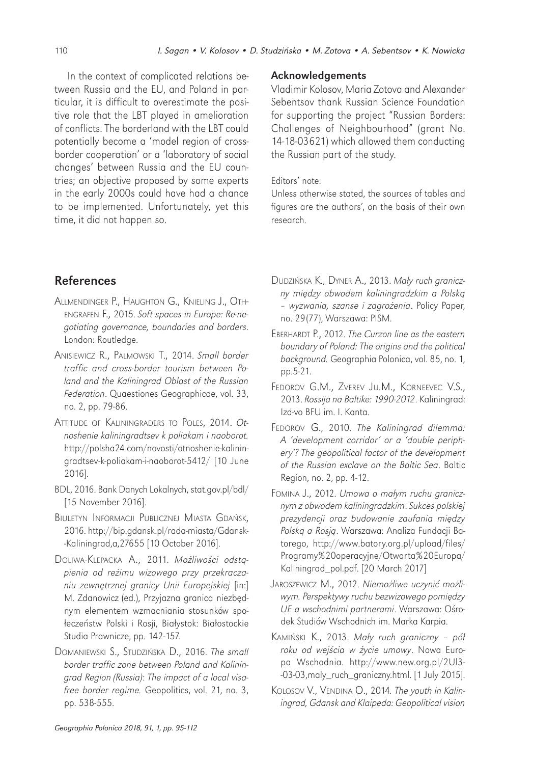In the context of complicated relations between Russia and the EU, and Poland in particular, it is difficult to overestimate the positive role that the LBT played in amelioration of conflicts. The borderland with the LBT could potentially become a 'model region of cross-border cooperation' or a 'laboratory of social changes' between Russia and the EU countries; an objective proposed by some experts in the early 2000s could have had a chance to be implemented. Unfortunately, yet this time, it did not happen so.

## Acknowledgements

Vladimir Kolosov, Maria Zotova and Alexander Sebentsov thank Russian Science Foundation for supporting the project "Russian Borders: Challenges of Neighbourhood" (grant No. 14-18-03621) which allowed them conducting the Russian part of the study.

Editors' note:

Unless otherwise stated, the sources of tables and figures are the authors', on the basis of their own research.

## References

Allmendinger P., Haughton G., Knieling J., Othengrafen F., 2015. *Soft spaces in Europe: Re-negotiating governance, boundaries and borders*. London: Routledge.

Anisiewicz R., Palmowski T., 2014. *Small border traffic and cross-border tourism between Poland and the Kaliningrad Oblast of the Russian Federation*. Quaestiones Geographicae, vol. 33, no. 2, pp. 79-86.

Attitude of Kaliningraders to Poles, 2014. *Otnoshenie kaliningradtsev k poliakam i naoborot.* http://polsha24.com/novosti/otnoshenie-kaliningradtsev-k-poliakam-i-naoborot-5412/ [10 June 2016].

BDL, 2016. Bank Danych Lokalnych, stat.gov.pl/bdl/ [15 November 2016].

Biuletyn Informacji Publicznej Miasta Gdańsk, 2016. http://bip.gdansk.pl/rada-miasta/Gdansk-Kaliningrad,a,27655 [10 October 2016].

Doliwa-Klepacka A., 2011. *Możliwości odstąpienia od reżimu wizowego przy przekraczaniu zewnętrznej granicy Unii Europejskiej* [in:] M. Zdanowicz (ed.), Przyjazna granica niezbędnym elementem wzmacniania stosunków społeczeństw Polski i Rosji, Białystok: Białostockie Studia Prawnicze, pp. 142-157.

Domaniewski S., Studzińska D., 2016. *The small border traffic zone between Poland and Kaliningrad Region (Russia): The impact of a local visa-free border regime.* Geopolitics, vol. 21, no. 3, pp. 538-555.

Dudzińska K., Dyner A., 2013. *Mały ruch graniczny między obwodem kaliningradzkim a Polską – wyzwania, szanse i zagrożenia*. Policy Paper, no. 29(77), Warszawa: PISM.

Eberhardt P., 2012. *The Curzon line as the eastern boundary of Poland: The origins and the political background.* Geographia Polonica, vol. 85, no. 1, pp.5-21.

Fedorov G.M., Zverev Ju.M., Korneevec V.S., 2013. *Rossija na Baltike: 1990-2012*. Kaliningrad: Izd-vo BFU im. I. Kanta.

Fedorov G., 2010. *The Kaliningrad dilemma: A 'development corridor' or a 'double periphery'? The geopolitical factor of the development of the Russian exclave on the Baltic Sea*. Baltic Region, no. 2, pp. 4-12.

Fomina J., 2012. *Umowa o małym ruchu granicznym z obwodem kaliningradzkim*: *Sukces polskiej prezydencji oraz budowanie zaufania między Polską a Rosją*. Warszawa: Analiza Fundacji Batorego, http://www.batory.org.pl/upload/files/Programy%20operacyjne/Otwarta%20Europa/Kaliningrad_pol.pdf. [20 March 2017]

Jaroszewicz M., 2012. *Niemożliwe uczynić możliwym. Perspektywy ruchu bezwizowego pomiędzy UE a wschodnimi partnerami*. Warszawa: Ośrodek Studiów Wschodnich im. Marka Karpia.

Kamiński K., 2013. *Mały ruch graniczny – pół roku od wejścia w życie umowy*. Nowa Europa Wschodnia. http://www.new.org.pl/2Ul3-03-03,maly_ruch_graniczny.html. [1 July 2015].

Kolosov V., Vendina O., 2014. *The youth in Kaliningrad, Gdansk and Klaipeda: Geopolitical vision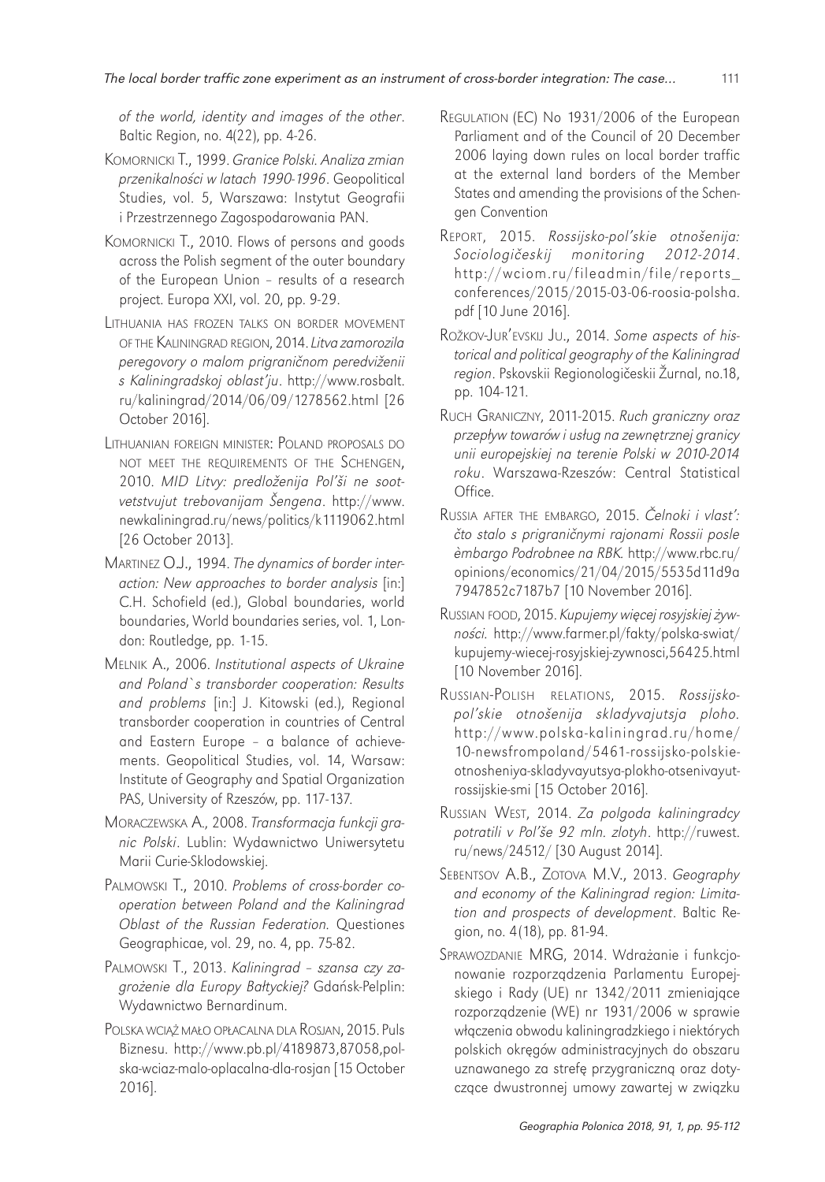*of the world, identity and images of the other*. Baltic Region, no. 4(22), pp. 4-26.

Komornicki T., 1999. *Granice Polski. Analiza zmian przenikalności w latach 1990-1996*. Geopolitical Studies, vol. 5, Warszawa: Instytut Geografii i Przestrzennego Zagospodarowania PAN.

Komornicki T., 2010. Flows of persons and goods across the Polish segment of the outer boundary of the European Union – results of a research project. Europa XXI, vol. 20, pp. 9-29.

Lithuania has frozen talks on border movement of the Kaliningrad region, 2014. *Litva zamorozila peregovory o malom prigraničnom peredviženii s Kaliningradskoj oblast'ju*. http://www.rosbalt.ru/kaliningrad/2014/06/09/1278562.html [26 October 2016].

Lithuanian foreign minister: Poland proposals do not meet the requirements of the Schengen, 2010. *MID Litvy: predloženija Pol'ši ne sootvetstvujut trebovanijam Šengena*. http://www.newkaliningrad.ru/news/politics/k1119062.html [26 October 2013].

Martinez O.J., 1994. *The dynamics of border interaction: New approaches to border analysis* [in:] C.H. Schofield (ed.), Global boundaries, world boundaries, World boundaries series, vol. 1, London: Routledge, pp. 1-15.

Melnik A., 2006. *Institutional aspects of Ukraine and Poland`s transborder cooperation: Results and problems* [in:] J. Kitowski (ed.), Regional transborder cooperation in countries of Central and Eastern Europe – a balance of achievements. Geopolitical Studies, vol. 14, Warsaw: Institute of Geography and Spatial Organization PAS, University of Rzeszów, pp. 117-137.

Moraczewska A., 2008. *Transformacja funkcji granic Polski*. Lublin: Wydawnictwo Uniwersytetu Marii Curie-Sklodowskiej.

Palmowski T., 2010. *Problems of cross-border cooperation between Poland and the Kaliningrad Oblast of the Russian Federation.* Questiones Geographicae, vol. 29, no. 4, pp. 75-82.

Palmowski T., 2013. *Kaliningrad – szansa czy zagrożenie dla Europy Bałtyckiej?* Gdańsk-Pelplin: Wydawnictwo Bernardinum.

Polska wciąż mało opłacalna dla Rosjan, 2015. Puls Biznesu. http://www.pb.pl/4189873,87058,polska-wciaz-malo-oplacalna-dla-rosjan [15 October 2016].

Regulation (EC) No 1931/2006 of the European Parliament and of the Council of 20 December 2006 laying down rules on local border traffic at the external land borders of the Member States and amending the provisions of the Schengen Convention

Report, 2015. *Rossijsko-pol'skie otnošenija: Sociologičeskij monitoring 2012-2014*. http://wciom.ru/fileadmin/file/reports_conferences/2015/2015-03-06-roosia-polsha.pdf [10 June 2016].

Rožkov-Jur'evskij Ju., 2014. *Some aspects of historical and political geography of the Kaliningrad region*. Pskovskii Regionologičeskii Žurnal, no.18, pp. 104-121.

Ruch Graniczny, 2011-2015. *Ruch graniczny oraz przepływ towarów i usług na zewnętrznej granicy unii europejskiej na terenie Polski w 2010-2014 roku*. Warszawa-Rzeszów: Central Statistical Office.

Russia after the embargo, 2015. *Čelnoki i vlast': čto stalo s prigraničnymi rajonami Rossii posle èmbargo Podrobnee na RBK.* http://www.rbc.ru/opinions/economics/21/04/2015/5535d11d9a7947852c7187b7 [10 November 2016].

Russian food, 2015. *Kupujemy więcej rosyjskiej żywności.* http://www.farmer.pl/fakty/polska-swiat/kupujemy-wiecej-rosyjskiej-zywnosci,56425.html [10 November 2016].

Russian-Polish relations, 2015. *Rossijsko-pol'skie otnošenija skladyvajutsja ploho.* http://www.polska-kaliningrad.ru/home/10-newsfrompoland/5461-rossijsko-polskie-otnosheniya-skladyvayutsya-plokho-otsenivayut-rossijskie-smi [15 October 2016].

Russian West, 2014. *Za polgoda kaliningradcy potratili v Pol'še 92 mln. zlotyh*. http://ruwest.ru/news/24512/ [30 August 2014].

Sebentsov A.B., Zotova M.V., 2013. *Geography and economy of the Kaliningrad region: Limitation and prospects of development*. Baltic Region, no. 4(18), pp. 81-94.

Sprawozdanie MRG, 2014. Wdrażanie i funkcjonowanie rozporządzenia Parlamentu Europejskiego i Rady (UE) nr 1342/2011 zmieniające rozporządzenie (WE) nr 1931/2006 w sprawie włączenia obwodu kaliningradzkiego i niektórych polskich okręgów administracyjnych do obszaru uznawanego za strefę przygraniczną oraz dotyczące dwustronnej umowy zawartej w związku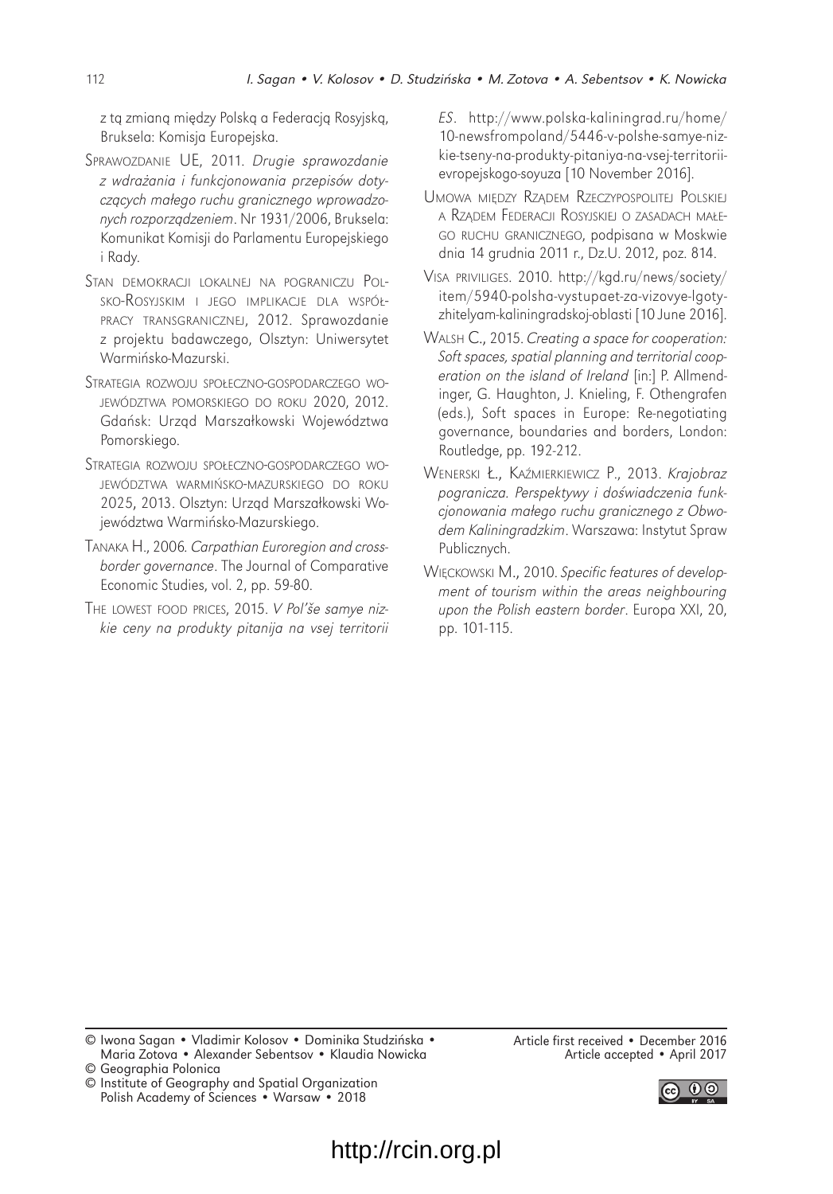z tą zmianą między Polską a Federacją Rosyjską, Bruksela: Komisja Europejska.

Sprawozdanie UE, 2011. *Drugie sprawozdanie z wdrażania i funkcjonowania przepisów dotyczących małego ruchu granicznego wprowadzonych rozporządzeniem*. Nr 1931/2006, Bruksela: Komunikat Komisji do Parlamentu Europejskiego i Rady.

Stan demokracji lokalnej na pograniczu Polsko-Rosyjskim i jego implikacje dla współpracy transgranicznej, 2012. Sprawozdanie z projektu badawczego, Olsztyn: Uniwersytet Warmińsko-Mazurski.

Strategia rozwoju społeczno-gospodarczego województwa pomorskiego do roku 2020, 2012. Gdańsk: Urząd Marszałkowski Województwa Pomorskiego.

Strategia rozwoju społeczno-gospodarczego województwa warmińsko-mazurskiego do roku 2025, 2013. Olsztyn: Urząd Marszałkowski Województwa Warmińsko-Mazurskiego.

Tanaka H., 2006. *Carpathian Euroregion and cross-border governance*. The Journal of Comparative Economic Studies, vol. 2, pp. 59-80.

The lowest food prices, 2015. *V Pol'še samye nizkie ceny na produkty pitanija na vsej territorii ES*. http://www.polska-kaliningrad.ru/home/10-newsfrompoland/5446-v-polshe-samye-nizkie-tseny-na-produkty-pitaniya-na-vsej-territorii-evropejskogo-soyuza [10 November 2016].

Umowa między Rządem Rzeczypospolitej Polskiej a Rządem Federacji Rosyjskiej o zasadach małego ruchu granicznego, podpisana w Moskwie dnia 14 grudnia 2011 r., Dz.U. 2012, poz. 814.

Visa priviliges. 2010. http://kgd.ru/news/society/item/5940-polsha-vystupaet-za-vizovye-lgoty-zhitelyam-kaliningradskoj-oblasti [10 June 2016].

Walsh C., 2015. *Creating a space for cooperation: Soft spaces, spatial planning and territorial cooperation on the island of Ireland* [in:] P. Allmendinger, G. Haughton, J. Knieling, F. Othengrafen (eds.), Soft spaces in Europe: Re-negotiating governance, boundaries and borders, London: Routledge, pp. 192-212.

Wenerski Ł., Kaźmierkiewicz P., 2013. *Krajobraz pogranicza. Perspektywy i doświadczenia funkcjonowania małego ruchu granicznego z Obwodem Kaliningradzkim*. Warszawa: Instytut Spraw Publicznych.

Więckowski M., 2010. *Specific features of development of tourism within the areas neighbouring upon the Polish eastern border*. Europa XXI, 20, pp. 101-115.

© Iwona Sagan • Vladimir Kolosov • Dominika Studzińska • Maria Zotova • Alexander Sebentsov • Klaudia Nowicka
© Geographia Polonica
© Institute of Geography and Spatial Organization Polish Academy of Sciences • Warsaw • 2018

Article first received • December 2016
Article accepted • April 2017